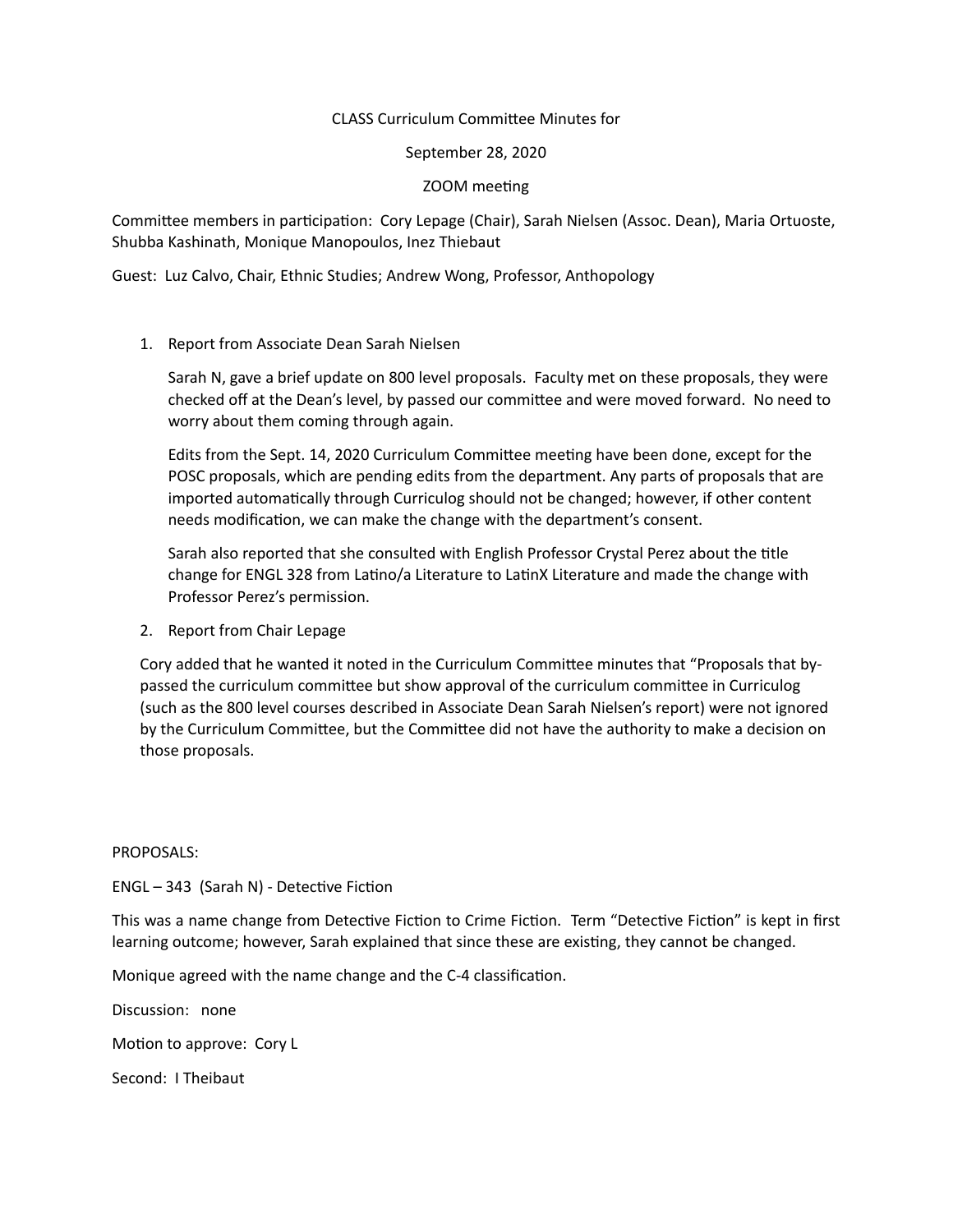CLASS Curriculum Committee Minutes for

September 28, 2020

ZOOM meeting

Committee members in participation: Cory Lepage (Chair), Sarah Nielsen (Assoc. Dean), Maria Ortuoste, Shubba Kashinath, Monique Manopoulos, Inez Thiebaut

Guest: Luz Calvo, Chair, Ethnic Studies; Andrew Wong, Professor, Anthopology

1. Report from Associate Dean Sarah Nielsen

   Sarah N, gave a brief update on 800 level proposals. Faculty met on these proposals, they were checked off at the Dean's level, by passed our committee and were moved forward. No need to worry about them coming through again.

   Edits from the Sept. 14, 2020 Curriculum Committee meeting have been done, except for the POSC proposals, which are pending edits from the department. Any parts of proposals that are imported automatically through Curriculog should not be changed; however, if other content needs modification, we can make the change with the department's consent.

   Sarah also reported that she consulted with English Professor Crystal Perez about the title change for ENGL 328 from Latino/a Literature to LatinX Literature and made the change with Professor Perez's permission.

2. Report from Chair Lepage

   Cory added that he wanted it noted in the Curriculum Committee minutes that "Proposals that by-passed the curriculum committee but show approval of the curriculum committee in Curriculog (such as the 800 level courses described in Associate Dean Sarah Nielsen's report) were not ignored by the Curriculum Committee, but the Committee did not have the authority to make a decision on those proposals.

PROPOSALS:

ENGL – 343 (Sarah N) - Detective Fiction

This was a name change from Detective Fiction to Crime Fiction. Term "Detective Fiction" is kept in first learning outcome; however, Sarah explained that since these are existing, they cannot be changed.

Monique agreed with the name change and the C-4 classification.

Discussion: none

Motion to approve: Cory L

Second: I Theibaut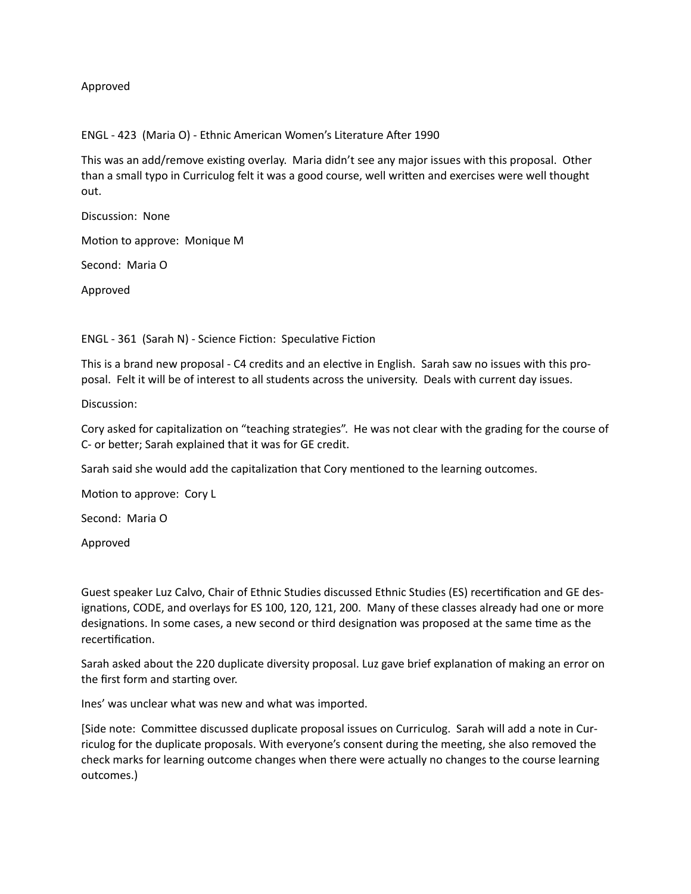Approved

ENGL - 423  (Maria O) - Ethnic American Women's Literature After 1990

This was an add/remove existing overlay.  Maria didn't see any major issues with this proposal.  Other than a small typo in Curriculog felt it was a good course, well written and exercises were well thought out.

Discussion:  None

Motion to approve:  Monique M

Second:  Maria O

Approved

ENGL - 361  (Sarah N) - Science Fiction:  Speculative Fiction

This is a brand new proposal - C4 credits and an elective in English.  Sarah saw no issues with this proposal.  Felt it will be of interest to all students across the university.  Deals with current day issues.

Discussion:

Cory asked for capitalization on "teaching strategies".  He was not clear with the grading for the course of C- or better; Sarah explained that it was for GE credit.

Sarah said she would add the capitalization that Cory mentioned to the learning outcomes.

Motion to approve:  Cory L

Second:  Maria O

Approved

Guest speaker Luz Calvo, Chair of Ethnic Studies discussed Ethnic Studies (ES) recertification and GE designations, CODE, and overlays for ES 100, 120, 121, 200.  Many of these classes already had one or more designations. In some cases, a new second or third designation was proposed at the same time as the recertification.

Sarah asked about the 220 duplicate diversity proposal. Luz gave brief explanation of making an error on the first form and starting over.

Ines' was unclear what was new and what was imported.

[Side note:  Committee discussed duplicate proposal issues on Curriculog.  Sarah will add a note in Curriculog for the duplicate proposals. With everyone's consent during the meeting, she also removed the check marks for learning outcome changes when there were actually no changes to the course learning outcomes.)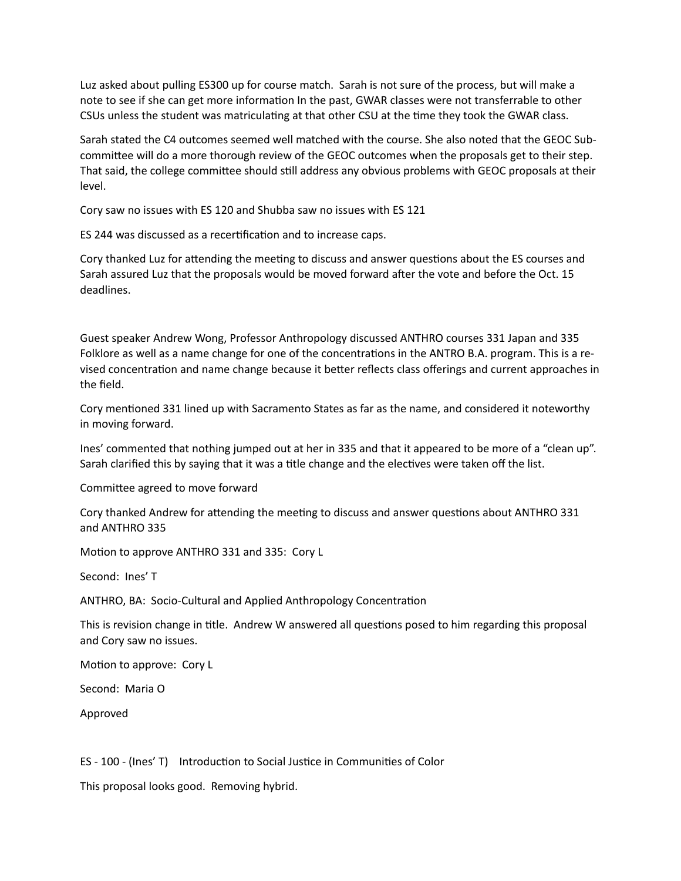Luz asked about pulling ES300 up for course match. Sarah is not sure of the process, but will make a note to see if she can get more information In the past, GWAR classes were not transferrable to other CSUs unless the student was matriculating at that other CSU at the time they took the GWAR class.

Sarah stated the C4 outcomes seemed well matched with the course. She also noted that the GEOC Sub-committee will do a more thorough review of the GEOC outcomes when the proposals get to their step. That said, the college committee should still address any obvious problems with GEOC proposals at their level.

Cory saw no issues with ES 120 and Shubba saw no issues with ES 121

ES 244 was discussed as a recertification and to increase caps.

Cory thanked Luz for attending the meeting to discuss and answer questions about the ES courses and Sarah assured Luz that the proposals would be moved forward after the vote and before the Oct. 15 deadlines.

Guest speaker Andrew Wong, Professor Anthropology discussed ANTHRO courses 331 Japan and 335 Folklore as well as a name change for one of the concentrations in the ANTRO B.A. program. This is a re-vised concentration and name change because it better reflects class offerings and current approaches in the field.

Cory mentioned 331 lined up with Sacramento States as far as the name, and considered it noteworthy in moving forward.

Ines' commented that nothing jumped out at her in 335 and that it appeared to be more of a "clean up". Sarah clarified this by saying that it was a title change and the electives were taken off the list.

Committee agreed to move forward

Cory thanked Andrew for attending the meeting to discuss and answer questions about ANTHRO 331 and ANTHRO 335

Motion to approve ANTHRO 331 and 335: Cory L

Second: Ines' T

ANTHRO, BA: Socio-Cultural and Applied Anthropology Concentration

This is revision change in title. Andrew W answered all questions posed to him regarding this proposal and Cory saw no issues.

Motion to approve: Cory L

Second: Maria O

Approved

ES - 100 - (Ines' T) Introduction to Social Justice in Communities of Color

This proposal looks good. Removing hybrid.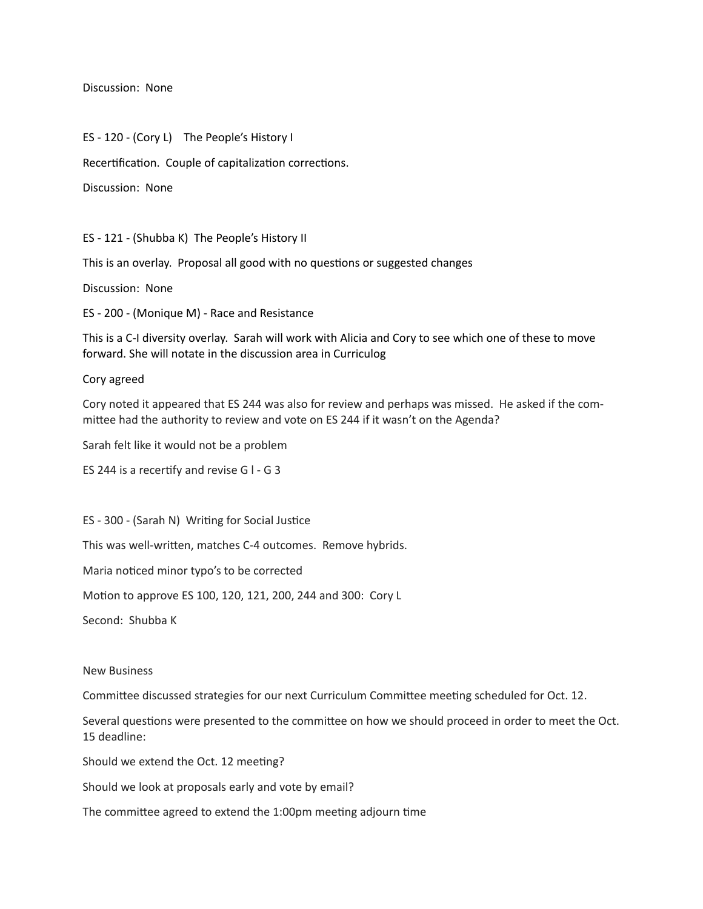Discussion: None

ES - 120 - (Cory L) The People's History I

Recertification. Couple of capitalization corrections.

Discussion: None

ES - 121 - (Shubba K) The People's History II

This is an overlay. Proposal all good with no questions or suggested changes

Discussion: None

ES - 200 - (Monique M) - Race and Resistance

This is a C-I diversity overlay. Sarah will work with Alicia and Cory to see which one of these to move forward. She will notate in the discussion area in Curriculog

Cory agreed

Cory noted it appeared that ES 244 was also for review and perhaps was missed. He asked if the committee had the authority to review and vote on ES 244 if it wasn't on the Agenda?

Sarah felt like it would not be a problem

ES 244 is a recertify and revise G l - G 3

ES - 300 - (Sarah N) Writing for Social Justice

This was well-written, matches C-4 outcomes. Remove hybrids.

Maria noticed minor typo's to be corrected

Motion to approve ES 100, 120, 121, 200, 244 and 300: Cory L

Second: Shubba K

New Business

Committee discussed strategies for our next Curriculum Committee meeting scheduled for Oct. 12.

Several questions were presented to the committee on how we should proceed in order to meet the Oct. 15 deadline:

Should we extend the Oct. 12 meeting?

Should we look at proposals early and vote by email?

The committee agreed to extend the 1:00pm meeting adjourn time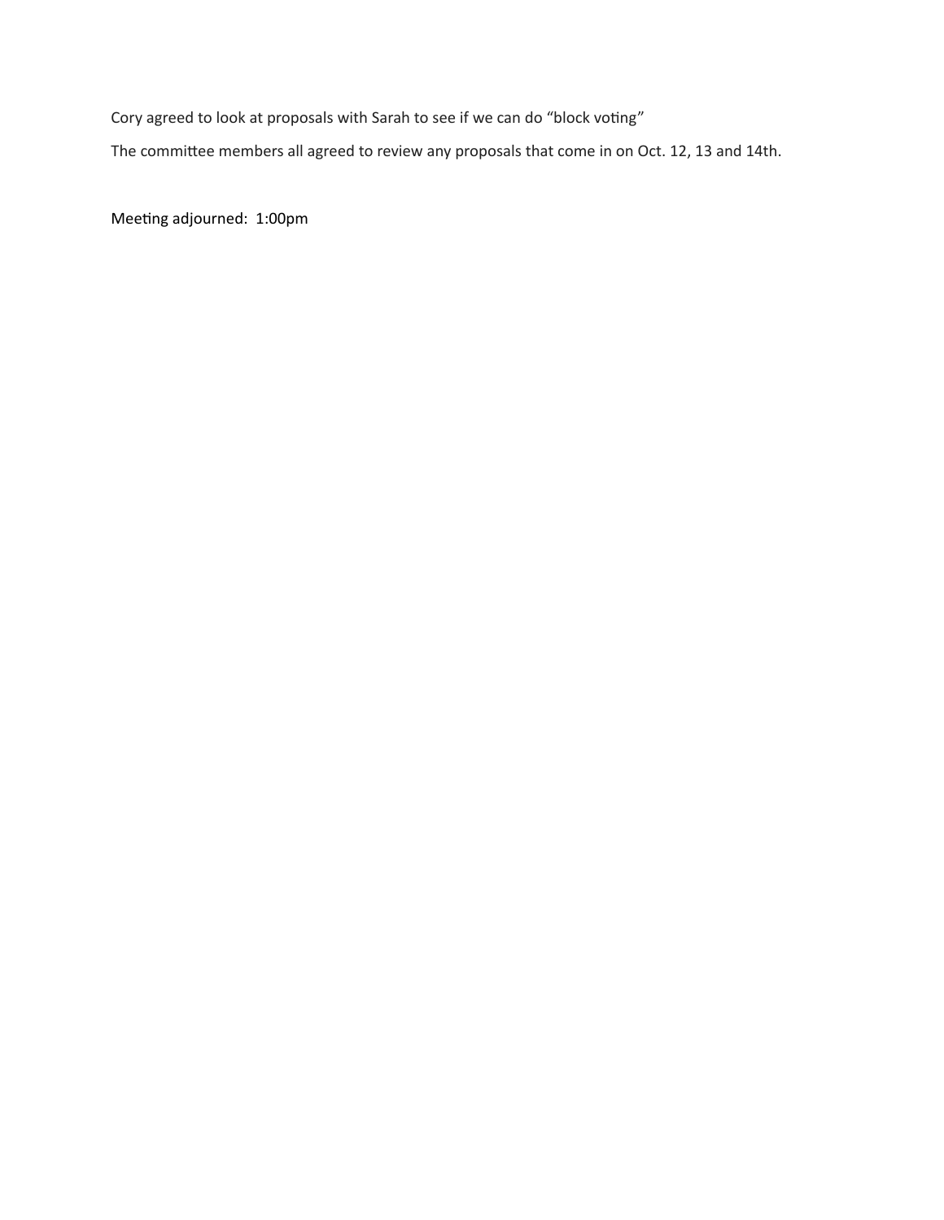Cory agreed to look at proposals with Sarah to see if we can do “block voting”

The committee members all agreed to review any proposals that come in on Oct. 12, 13 and 14th.

Meeting adjourned:  1:00pm